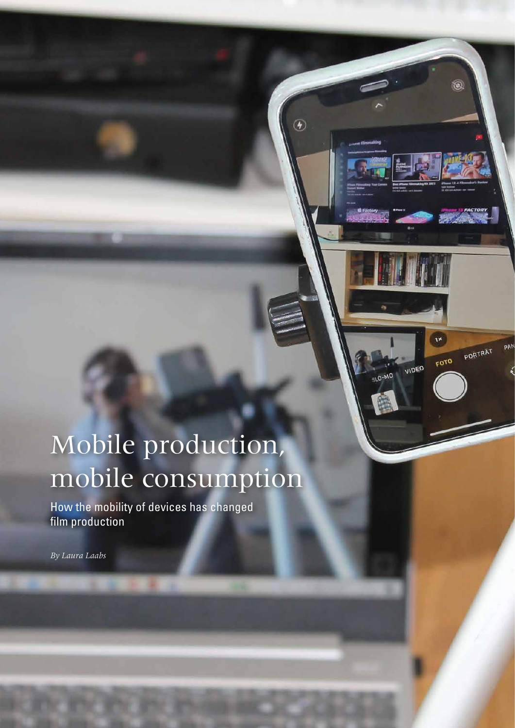# Mobile production, mobile consumption

## How the mobility of devices has changed film production

*By Laura Laabs*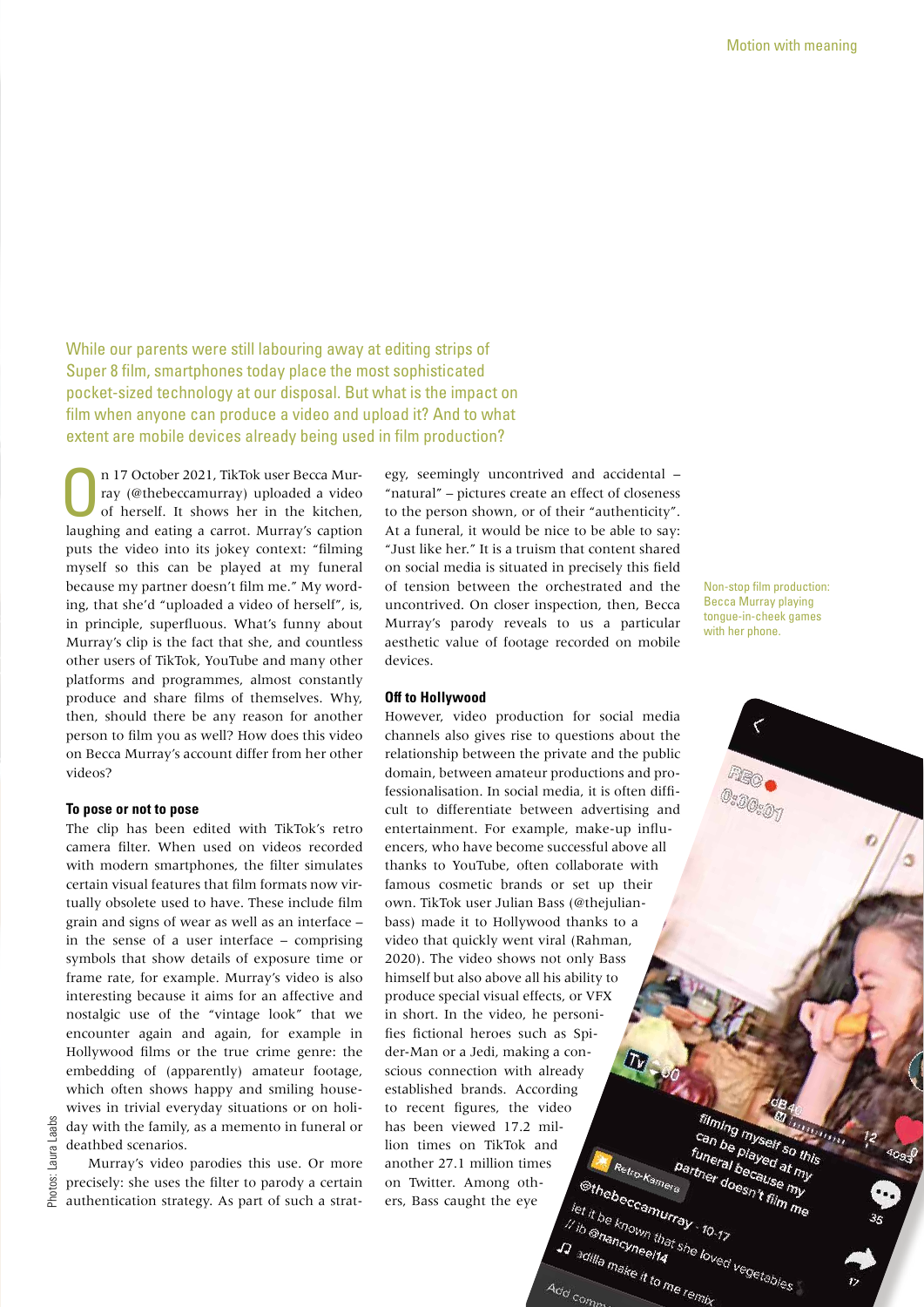While our parents were still labouring away at editing strips of Super 8 film, smartphones today place the most sophisticated pocket-sized technology at our disposal. But what is the impact on film when anyone can produce a video and upload it? And to what extent are mobile devices already being used in film production?

On 17 October 2021, TikTok user Becca Murray (@thebeccamurray) uploaded a video of herself. It shows her in the kitchen, laughing and eating a carrot. Murray's caption puts the video into its jokey context: "filming myself so this can be played at my funeral because my partner doesn't film me." My wording, that she'd "uploaded a video of herself", is, in principle, superfluous. What's funny about Murray's clip is the fact that she, and countless other users of TikTok, YouTube and many other platforms and programmes, almost constantly produce and share films of themselves. Why, then, should there be any reason for another person to film you as well? How does this video on Becca Murray's account differ from her other videos?

**To pose or not to pose**

The clip has been edited with TikTok's retro camera filter. When used on videos recorded with modern smartphones, the filter simulates certain visual features that film formats now virtually obsolete used to have. These include film grain and signs of wear as well as an interface – in the sense of a user interface – comprising symbols that show details of exposure time or frame rate, for example. Murray's video is also interesting because it aims for an affective and nostalgic use of the "vintage look" that we encounter again and again, for example in Hollywood films or the true crime genre: the embedding of (apparently) amateur footage, which often shows happy and smiling housewives in trivial everyday situations or on holiday with the family, as a memento in funeral or deathbed scenarios.

Murray's video parodies this use. Or more precisely: she uses the filter to parody a certain authentication strategy. As part of such a strategy, seemingly uncontrived and accidental – "natural" – pictures create an effect of closeness to the person shown, or of their "authenticity". At a funeral, it would be nice to be able to say: "Just like her." It is a truism that content shared on social media is situated in precisely this field of tension between the orchestrated and the uncontrived. On closer inspection, then, Becca Murray's parody reveals to us a particular aesthetic value of footage recorded on mobile devices.

**Off to Hollywood**

However, video production for social media channels also gives rise to questions about the relationship between the private and the public domain, between amateur productions and professionalisation. In social media, it is often difficult to differentiate between advertising and entertainment. For example, make-up influencers, who have become successful above all thanks to YouTube, often collaborate with famous cosmetic brands or set up their own. TikTok user Julian Bass (@thejulianbass) made it to Hollywood thanks to a video that quickly went viral (Rahman, 2020). The video shows not only Bass himself but also above all his ability to produce special visual effects, or VFX in short. In the video, he personifies fictional heroes such as Spider-Man or a Jedi, making a conscious connection with already established brands. According to recent figures, the video has been viewed 17.2 million times on TikTok and another 27.1 million times on Twitter. Among others, Bass caught the eye

Non-stop film production: Becca Murray playing tongue-in-cheek games with her phone.

Photos: Laura Laabs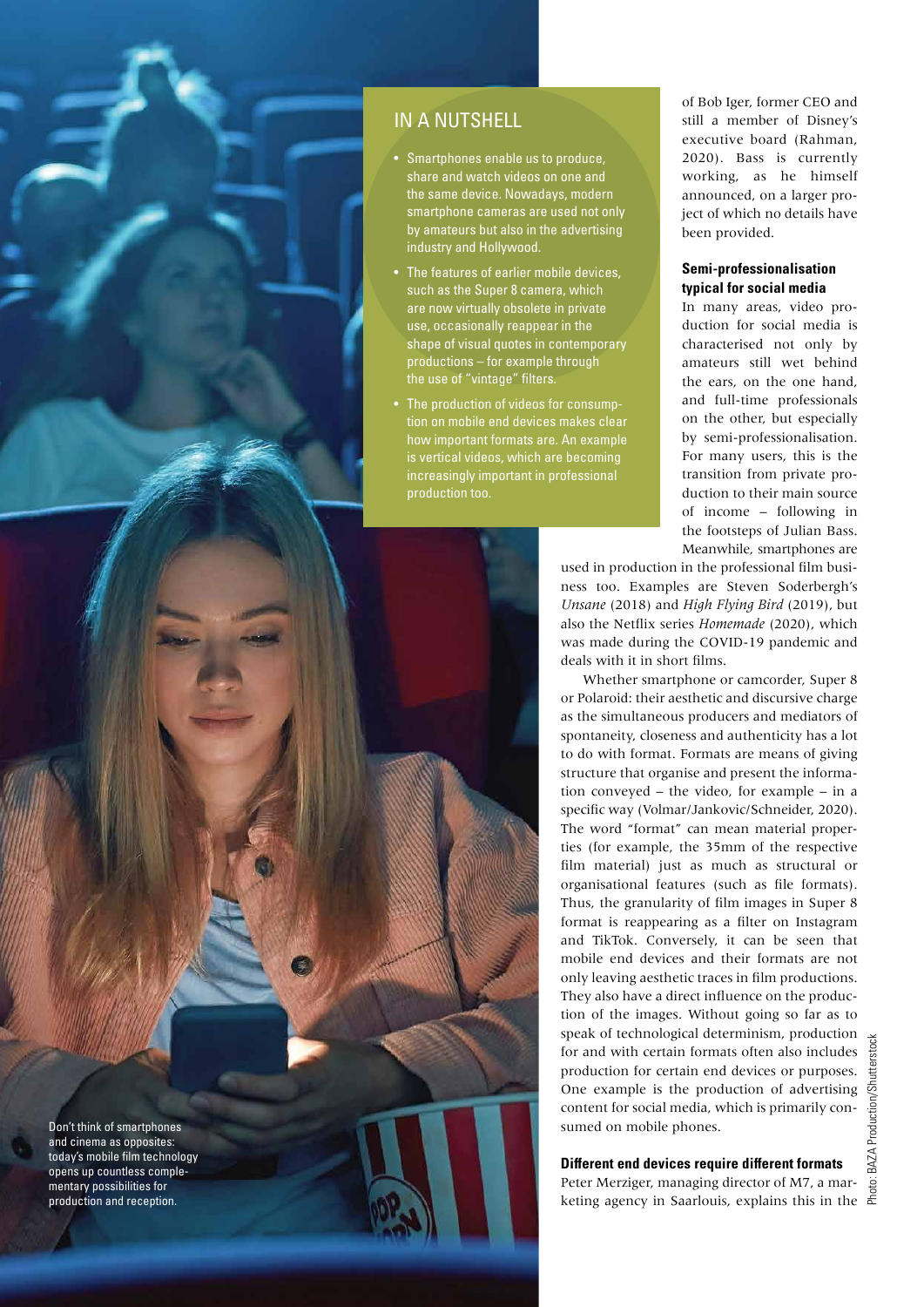## IN A NUTSHELL

- Smartphones enable us to produce, share and watch videos on one and the same device. Nowadays, modern smartphone cameras are used not only by amateurs but also in the advertising industry and Hollywood.
- The features of earlier mobile devices, such as the Super 8 camera, which are now virtually obsolete in private use, occasionally reappear in the shape of visual quotes in contemporary productions – for example through the use of "vintage" filters.
- The production of videos for consumption on mobile end devices makes clear how important formats are. An example is vertical videos, which are becoming increasingly important in professional production too.

Don't think of smartphones and cinema as opposites: today's mobile film technology opens up countless complementary possibilities for production and reception.

of Bob Iger, former CEO and still a member of Disney's executive board (Rahman, 2020). Bass is currently working, as he himself announced, on a larger project of which no details have been provided.

### Semi-professionalisation typical for social media

In many areas, video production for social media is characterised not only by amateurs still wet behind the ears, on the one hand, and full-time professionals on the other, but especially by semi-professionalisation. For many users, this is the transition from private production to their main source of income – following in the footsteps of Julian Bass. Meanwhile, smartphones are used in production in the professional film business too. Examples are Steven Soderbergh's *Unsane* (2018) and *High Flying Bird* (2019), but also the Netflix series *Homemade* (2020), which was made during the COVID-19 pandemic and deals with it in short films.

Whether smartphone or camcorder, Super 8 or Polaroid: their aesthetic and discursive charge as the simultaneous producers and mediators of spontaneity, closeness and authenticity has a lot to do with format. Formats are means of giving structure that organise and present the information conveyed – the video, for example – in a specific way (Volmar/Jankovic/Schneider, 2020). The word "format" can mean material properties (for example, the 35mm of the respective film material) just as much as structural or organisational features (such as file formats). Thus, the granularity of film images in Super 8 format is reappearing as a filter on Instagram and TikTok. Conversely, it can be seen that mobile end devices and their formats are not only leaving aesthetic traces in film productions. They also have a direct influence on the production of the images. Without going so far as to speak of technological determinism, production for and with certain formats often also includes production for certain end devices or purposes. One example is the production of advertising content for social media, which is primarily consumed on mobile phones.

### Different end devices require different formats

Peter Merziger, managing director of M7, a marketing agency in Saarlouis, explains this in the

Photo: BAZA Production/Shutterstock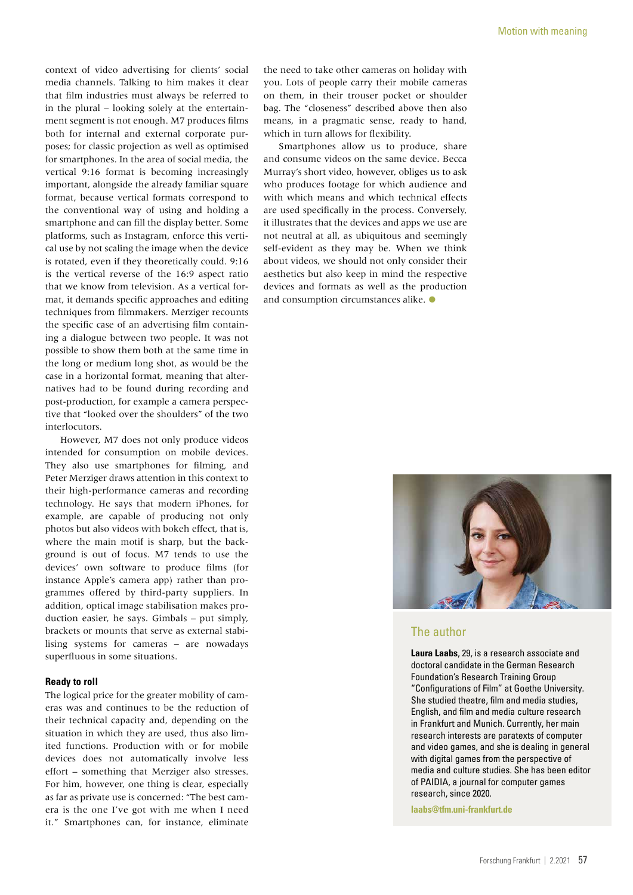context of video advertising for clients' social media channels. Talking to him makes it clear that film industries must always be referred to in the plural – looking solely at the entertainment segment is not enough. M7 produces films both for internal and external corporate purposes; for classic projection as well as optimised for smartphones. In the area of social media, the vertical 9:16 format is becoming increasingly important, alongside the already familiar square format, because vertical formats correspond to the conventional way of using and holding a smartphone and can fill the display better. Some platforms, such as Instagram, enforce this vertical use by not scaling the image when the device is rotated, even if they theoretically could. 9:16 is the vertical reverse of the 16:9 aspect ratio that we know from television. As a vertical format, it demands specific approaches and editing techniques from filmmakers. Merziger recounts the specific case of an advertising film containing a dialogue between two people. It was not possible to show them both at the same time in the long or medium long shot, as would be the case in a horizontal format, meaning that alternatives had to be found during recording and post-production, for example a camera perspective that "looked over the shoulders" of the two interlocutors.

However, M7 does not only produce videos intended for consumption on mobile devices. They also use smartphones for filming, and Peter Merziger draws attention in this context to their high-performance cameras and recording technology. He says that modern iPhones, for example, are capable of producing not only photos but also videos with bokeh effect, that is, where the main motif is sharp, but the background is out of focus. M7 tends to use the devices' own software to produce films (for instance Apple's camera app) rather than programmes offered by third-party suppliers. In addition, optical image stabilisation makes production easier, he says. Gimbals – put simply, brackets or mounts that serve as external stabilising systems for cameras – are nowadays superfluous in some situations.

### Ready to roll

The logical price for the greater mobility of cameras was and continues to be the reduction of their technical capacity and, depending on the situation in which they are used, thus also limited functions. Production with or for mobile devices does not automatically involve less effort – something that Merziger also stresses. For him, however, one thing is clear, especially as far as private use is concerned: "The best camera is the one I've got with me when I need it." Smartphones can, for instance, eliminate the need to take other cameras on holiday with you. Lots of people carry their mobile cameras on them, in their trouser pocket or shoulder bag. The "closeness" described above then also means, in a pragmatic sense, ready to hand, which in turn allows for flexibility.

Smartphones allow us to produce, share and consume videos on the same device. Becca Murray's short video, however, obliges us to ask who produces footage for which audience and with which means and which technical effects are used specifically in the process. Conversely, it illustrates that the devices and apps we use are not neutral at all, as ubiquitous and seemingly self-evident as they may be. When we think about videos, we should not only consider their aesthetics but also keep in mind the respective devices and formats as well as the production and consumption circumstances alike. ●

## The author

**Laura Laabs**, 29, is a research associate and doctoral candidate in the German Research Foundation's Research Training Group "Configurations of Film" at Goethe University. She studied theatre, film and media studies, English, and film and media culture research in Frankfurt and Munich. Currently, her main research interests are paratexts of computer and video games, and she is dealing in general with digital games from the perspective of media and culture studies. She has been editor of PAIDIA, a journal for computer games research, since 2020.

laabs@tfm.uni-frankfurt.de